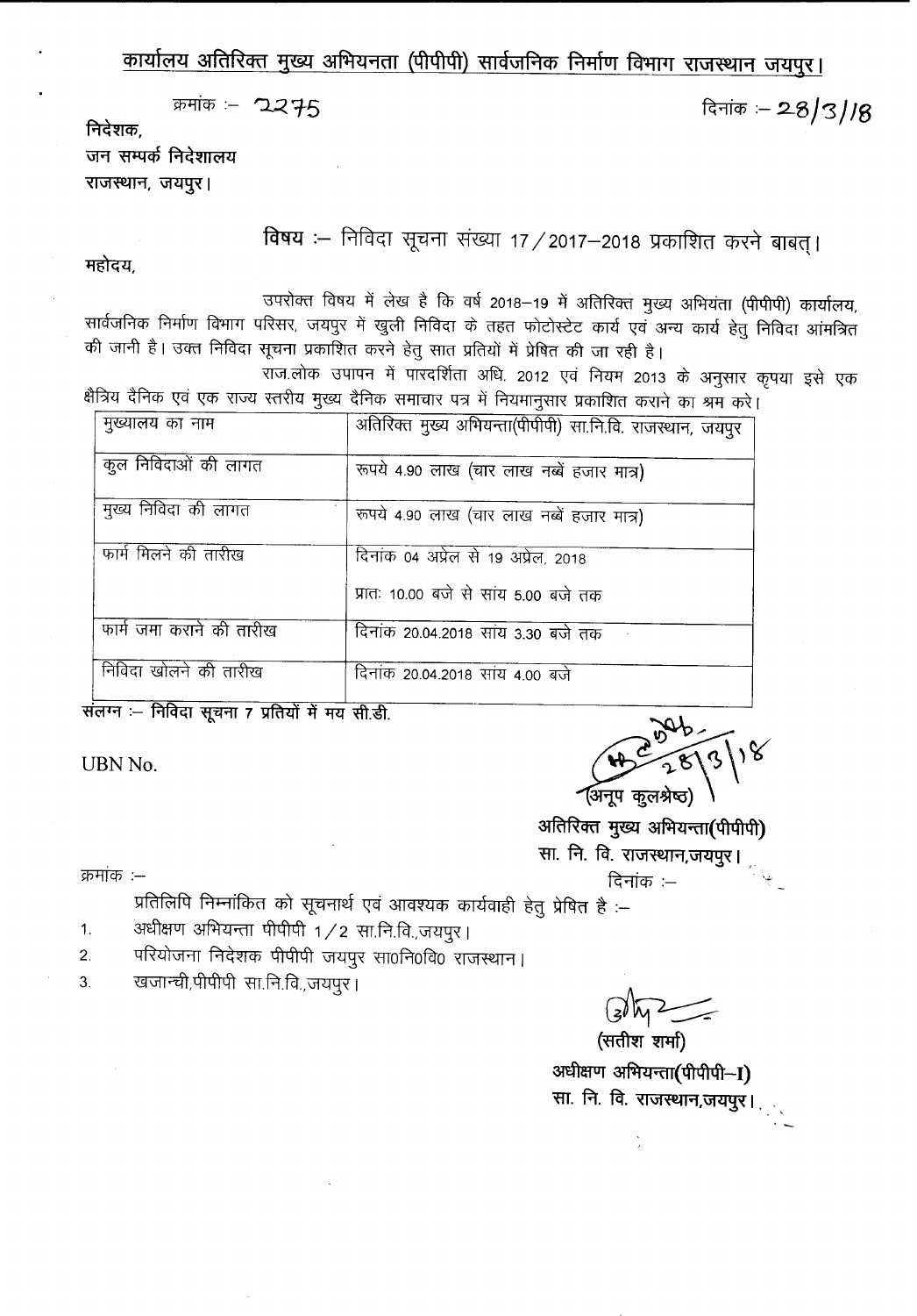# कार्यालय अतिरिक्त मुख्य अभियनता (पीपीपी) सार्वजनिक निर्माण विभाग राजस्थान जयपुर।

क्रमांक :- 2275 दिनांक :- 28/3/18

निदेशक,
जन सम्पर्क निदेशालय
राजस्थान, जयपुर।

**विषय :— निविदा सूचना संख्या 17/2017—2018 प्रकाशित करने बाबत्।**

महोदय,

उपरोक्त विषय में लेख है कि वर्ष 2018—19 में अतिरिक्त मुख्य अभियंता (पीपीपी) कार्यालय, सार्वजनिक निर्माण विभाग परिसर, जयपुर में खुली निविदा के तहत फोटोस्टेट कार्य एवं अन्य कार्य हेतु निविदा आंमत्रित की जानी है। उक्त निविदा सूचना प्रकाशित करने हेतु सात प्रतियों में प्रेषित की जा रही है।

राज.लोक उपापन में पारदर्शिता अधि. 2012 एवं नियम 2013 के अनुसार कृपया इसे एक क्षैत्रिय दैनिक एवं एक राज्य स्तरीय मुख्य दैनिक समाचार पत्र में नियमानुसार प्रकाशित कराने का श्रम करे।

| मुख्यालय का नाम | अतिरिक्त मुख्य अभियन्ता(पीपीपी) सा.नि.वि. राजस्थान, जयपुर |
|---|---|
| कुल निविदाओं की लागत | रूपये 4.90 लाख (चार लाख नब्बें हजार मात्र) |
| मुख्य निविदा की लागत | रूपये 4.90 लाख (चार लाख नब्बें हजार मात्र) |
| फार्म मिलने की तारीख | दिनांक 04 अप्रेल से 19 अप्रेल, 2018<br>प्रातः 10.00 बजे से सांय 5.00 बजे तक |
| फार्म जमा कराने की तारीख | दिनांक 20.04.2018 सांय 3.30 बजे तक |
| निविदा खोलने की तारीख | दिनांक 20.04.2018 सांय 4.00 बजे |

**संलग्न :— निविदा सूचना 7 प्रतियों में मय सी.डी.**

UBN No.

(अनूप कुलश्रेष्ठ)
**अतिरिक्त मुख्य अभियन्ता(पीपीपी)**
**सा. नि. वि. राजस्थान,जयपुर।**

क्रमांक :— दिनांक :—

प्रतिलिपि निम्नांकित को सूचनार्थ एवं आवश्यक कार्यवाही हेतु प्रेषित है :—

1. अधीक्षण अभियन्ता पीपीपी 1/2 सा.नि.वि.,जयपुर।
2. परियोजना निदेशक पीपीपी जयपुर सा0नि0वि0 राजस्थान।
3. खजान्ची,पीपीपी सा.नि.वि.,जयपुर।

(सतीश शर्मा)
**अधीक्षण अभियन्ता(पीपीपी—I)**
**सा. नि. वि. राजस्थान,जयपुर।**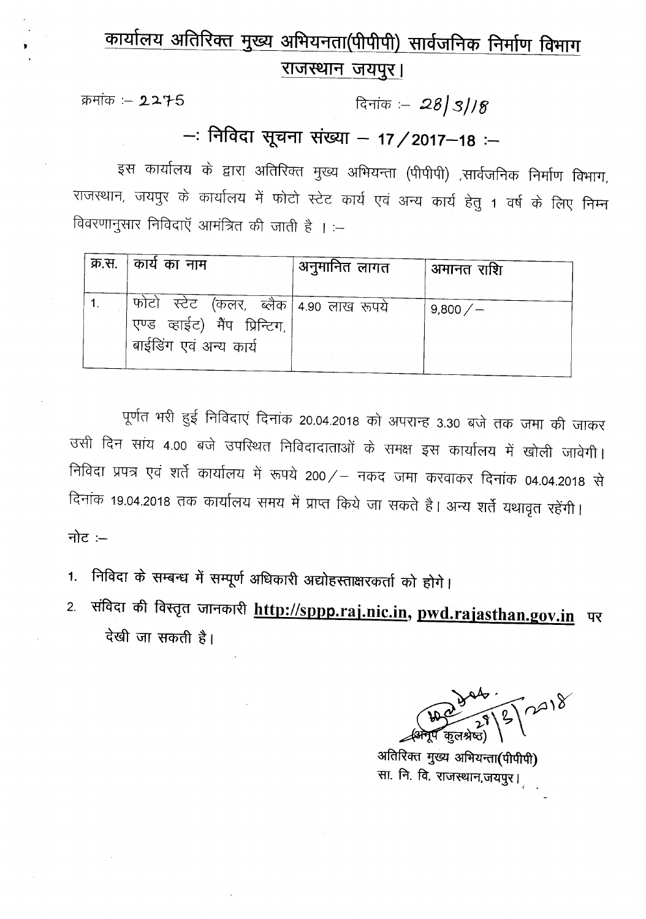# कार्यालय अतिरिक्त मुख्य अभियनता(पीपीपी) सार्वजनिक निर्माण विभाग
## राजस्थान जयपुर।

क्रमांक :– 2275 दिनांक :– 28/3/18

## –: निविदा सूचना संख्या – 17/2017–18 :–

इस कार्यालय के द्वारा अतिरिक्त मुख्य अभियन्ता (पीपीपी) ,सार्वजनिक निर्माण विभाग, राजस्थान, जयपुर के कार्यालय में फोटो स्टेट कार्य एवं अन्य कार्य हेतु 1 वर्ष के लिए निम्न विवरणानुसार निविदाएँ आमंत्रित की जाती है । :–

| क्र.स. | कार्य का नाम | अनुमानित लागत | अमानत राशि |
|---|---|---|---|
| 1. | फोटो स्टेट (कलर, ब्लैक एण्ड व्हाईट) मैप प्रिन्टिग, बाईडिंग एवं अन्य कार्य | 4.90 लाख रूपये | 9,800/– |

पूर्णत भरी हुई निविदाएं दिनांक 20.04.2018 को अपरान्ह 3.30 बजे तक जमा की जाकर उसी दिन सांय 4.00 बजे उपस्थित निविदादाताओं के समक्ष इस कार्यालय में खोली जावेगी। निविदा प्रपत्र एवं शर्तें कार्यालय में रूपये 200/– नकद जमा करवाकर दिनांक 04.04.2018 से दिनांक 19.04.2018 तक कार्यालय समय में प्राप्त किये जा सकते है। अन्य शर्ते यथावृत रहेंगी।

नोट :–

1. निविदा के सम्बन्ध में सम्पूर्ण अधिकारी अद्योहस्ताक्षरकर्ता को होगे।
2. संविदा की विस्तृत जानकारी **http://sppp.raj.nic.in, pwd.rajasthan.gov.in** पर देखी जा सकती है।

28/3/2018

(अनूप कुलश्रेष्ठ)
अतिरिक्त मुख्य अभियन्ता(पीपीपी)
सा. नि. वि. राजस्थान,जयपुर।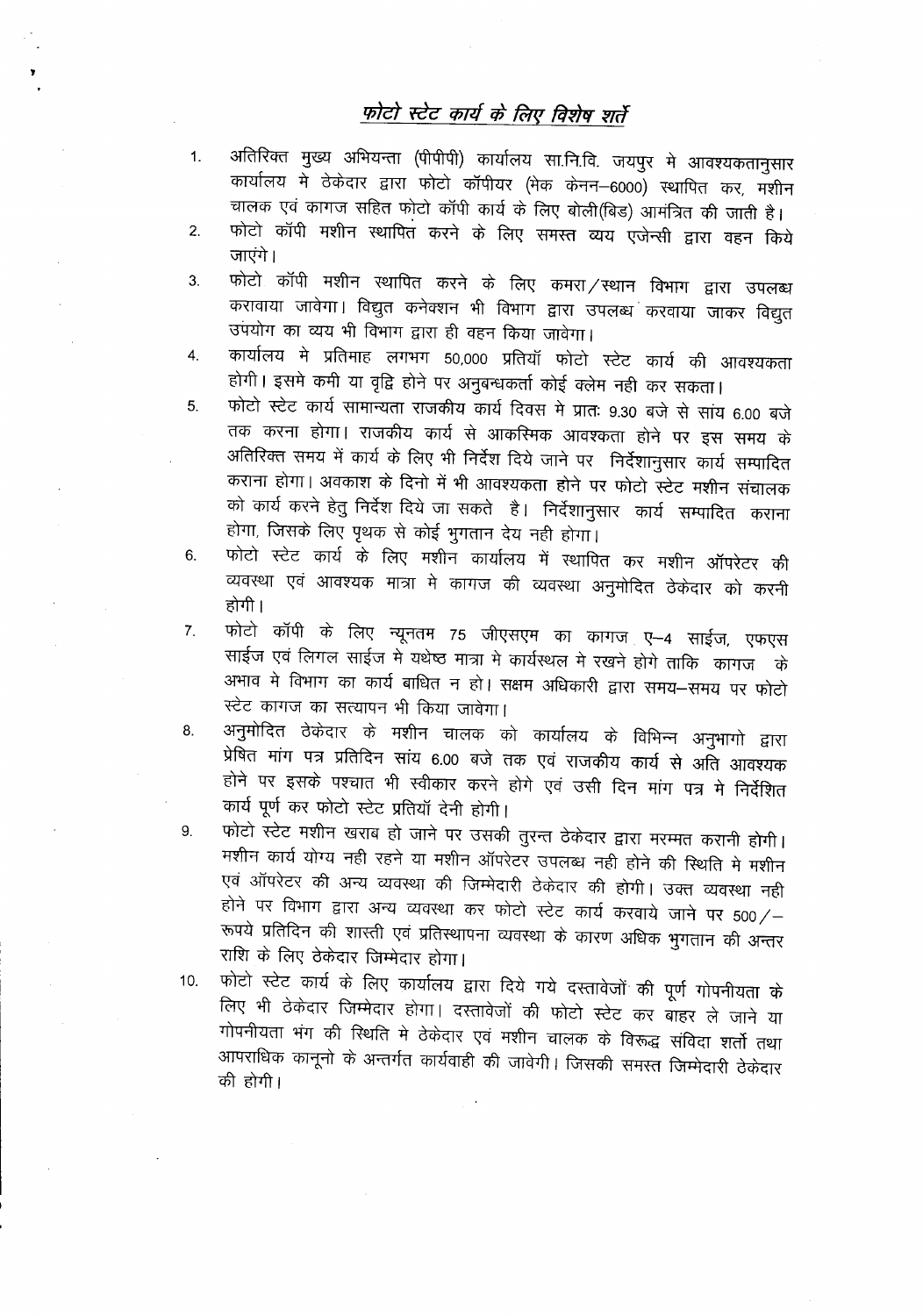# फोटो स्टेट कार्य के लिए विशेष शर्ते

1. अतिरिक्त मुख्य अभियन्ता (पीपीपी) कार्यालय सा.नि.वि. जयपुर मे आवश्यकतानुसार कार्यालय मे ठेकेदार द्वारा फोटो कॉपीयर (मेक केनन–6000) स्थापित कर, मशीन चालक एवं कागज सहित फोटो कॉपी कार्य के लिए बोली(बिड) आमंत्रित की जाती है।
2. फोटो कॉपी मशीन स्थापित करने के लिए समस्त व्यय एजेन्सी द्वारा वहन किये जाएंगे।
3. फोटो कॉपी मशीन स्थापित करने के लिए कमरा/स्थान विभाग द्वारा उपलब्ध करावाया जावेगा। विद्युत कनेक्शन भी विभाग द्वारा उपलब्ध करवाया जाकर विद्युत उपयोग का व्यय भी विभाग द्वारा ही वहन किया जावेगा।
4. कार्यालय मे प्रतिमाह लगभग 50,000 प्रतियॉ फोटो स्टेट कार्य की आवश्यकता होगी। इसमे कमी या वृद्वि होने पर अनुबन्धकर्ता कोई क्लेम नही कर सकता।
5. फोटो स्टेट कार्य सामान्यता राजकीय कार्य दिवस मे प्रातः 9.30 बजे से सांय 6.00 बजे तक करना होगा। राजकीय कार्य से आकस्मिक आवश्कता होने पर इस समय के अतिरिक्त समय में कार्य के लिए भी निर्देश दिये जाने पर निर्देशानुसार कार्य सम्पादित कराना होगा। अवकाश के दिनो में भी आवश्यकता होने पर फोटो स्टेट मशीन संचालक को कार्य करने हेतु निर्देश दिये जा सकते है। निर्देशानुसार कार्य सम्पादित कराना होगा, जिसके लिए पृथक से कोई भुगतान देय नही होगा।
6. फोटो स्टेट कार्य के लिए मशीन कार्यालय में स्थापित कर मशीन ऑपरेटर की व्यवस्था एवं आवश्यक मात्रा मे कागज की व्यवस्था अनुमोदित ठेकेदार को करनी होगी।
7. फोटो कॉपी के लिए न्यूनतम 75 जीएसएम का कागज ए–4 साईज, एफएस साईज एवं लिगल साईज मे यथेष्ठ मात्रा मे कार्यस्थल मे रखने होगे ताकि कागज के अभाव मे विभाग का कार्य बाधित न हो। सक्षम अधिकारी द्वारा समय–समय पर फोटो स्टेट कागज का सत्यापन भी किया जावेगा।
8. अनुमोदित ठेकेदार के मशीन चालक को कार्यालय के विभिन्न अनुभागो द्वारा प्रेषित मांग पत्र प्रतिदिन सांय 6.00 बजे तक एवं राजकीय कार्य से अति आवश्यक होने पर इसके पश्चात भी स्वीकार करने होगे एवं उसी दिन मांग पत्र मे निर्देशित कार्य पूर्ण कर फोटो स्टेट प्रतियॉ देनी होगी।
9. फोटो स्टेट मशीन खराब हो जाने पर उसकी तुरन्त ठेकेदार द्वारा मरम्मत करानी होगी। मशीन कार्य योग्य नही रहने या मशीन ऑपरेटर उपलब्ध नही होने की स्थिति मे मशीन एवं ऑपरेटर की अन्य व्यवस्था की जिम्मेदारी ठेकेदार की होगी। उक्त व्यवस्था नही होने पर विभाग द्वारा अन्य व्यवस्था कर फोटो स्टेट कार्य करवाये जाने पर 500/– रूपये प्रतिदिन की शास्ती एवं प्रतिस्थापना व्यवस्था के कारण अधिक भुगतान की अन्तर राशि के लिए ठेकेदार जिम्मेदार होगा।
10. फोटो स्टेट कार्य के लिए कार्यालय द्वारा दिये गये दस्तावेजों की पूर्ण गोपनीयता के लिए भी ठेकेदार जिम्मेदार होगा। दस्तावेजों की फोटो स्टेट कर बाहर ले जाने या गोपनीयता भंग की स्थिति मे ठेकेदार एवं मशीन चालक के विरूद्व संविदा शर्तो तथा आपराधिक कानूनो के अन्तर्गत कार्यवाही की जावेगी। जिसकी समस्त जिम्मेदारी ठेकेदार की होगी।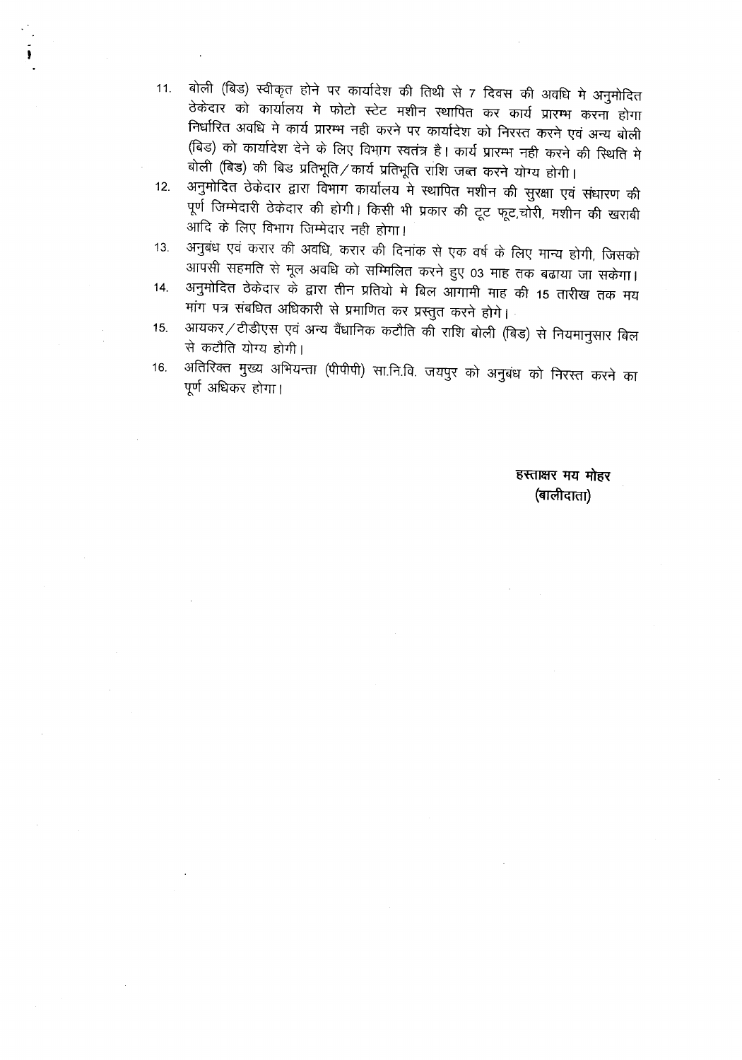11. बोली (बिड) स्वीकृत होने पर कार्यादेश की तिथी से 7 दिवस की अवधि मे अनुमोदित ठेकेदार को कार्यालय मे फोटो स्टेट मशीन स्थापित कर कार्य प्रारम्भ करना होगा निर्धारित अवधि मे कार्य प्रारम्भ नही करने पर कार्यादेश को निरस्त करने एवं अन्य बोली (बिड) को कार्यादेश देने के लिए विभाग स्वतंत्र है। कार्य प्रारम्भ नही करने की स्थिति मे बोली (बिड) की बिड प्रतिभूति/कार्य प्रतिभूति राशि जब्त करने योग्य होगी।
12. अनुमोदित ठेकेदार द्वारा विभाग कार्यालय मे स्थापित मशीन की सुरक्षा एवं संधारण की पूर्ण जिम्मेदारी ठेकेदार की होगी। किसी भी प्रकार की टूट फूट,चोरी, मशीन की खराबी आदि के लिए विभाग जिम्मेदार नही होगा।
13. अनुबंध एवं करार की अवधि, करार की दिनांक से एक वर्ष के लिए मान्य होगी, जिसको आपसी सहमति से मूल अवधि को सम्मिलित करने हुए 03 माह तक बढाया जा सकेगा।
14. अनुमोदित ठेकेदार के द्वारा तीन प्रतियो मे बिल आगामी माह की 15 तारीख तक मय मांग पत्र संबधित अधिकारी से प्रमाणित कर प्रस्तुत करने होगे।
15. आयकर/टीडीएस एवं अन्य वैंधानिक कटौति की राशि बोली (बिड) से नियमानुसार बिल से कटौति योग्य होगी।
16. अतिरिक्त मुख्य अभियन्ता (पीपीपी) सा.नि.वि. जयपुर को अनुबंध को निरस्त करने का पूर्ण अधिकर होगा।

**हस्ताक्षर मय मोहर**
**(बालीदाता)**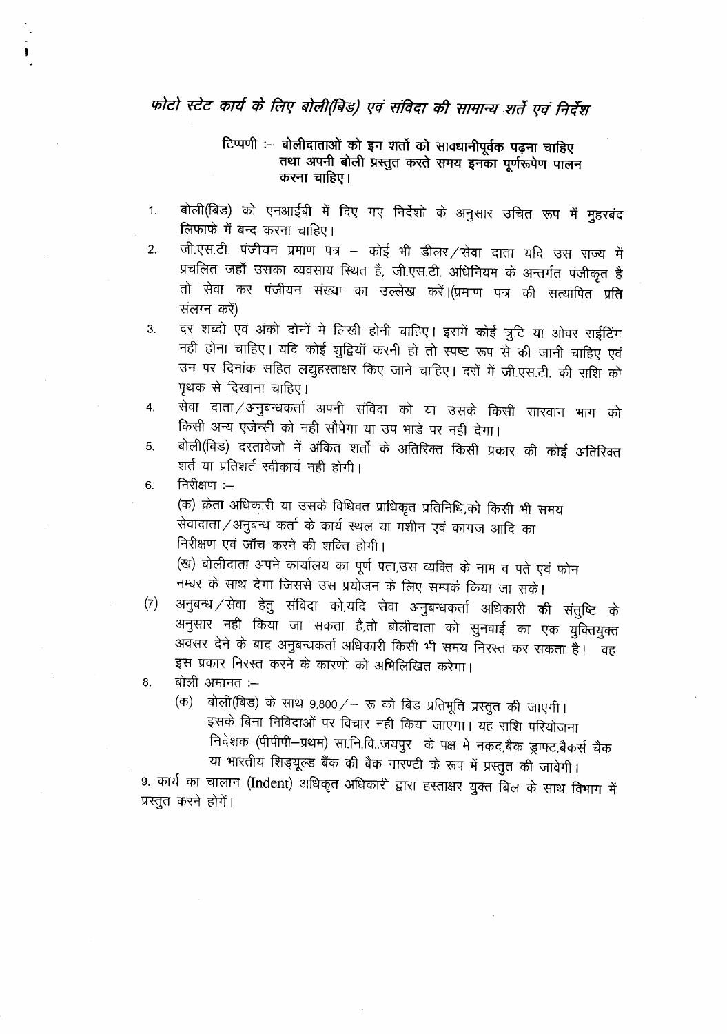# फोटो स्टेट कार्य के लिए बोली(बिड) एवं संविदा की सामान्य शर्ते एवं निर्देश

**टिप्पणी :– बोलीदाताओं को इन शर्तो को सावधानीपूर्वक पढ़ना चाहिए तथा अपनी बोली प्रस्तुत करते समय इनका पूर्णरूपेण पालन करना चाहिए।**

1. बोली(बिड) को एनआईबी में दिए गए निर्देशो के अनुसार उचित रूप में मुहरबंद लिफाफे में बन्द करना चाहिए।
2. जी.एस.टी. पंजीयन प्रमाण पत्र – कोई भी डीलर/सेवा दाता यदि उस राज्य में प्रचलित जहाँ उसका व्यवसाय स्थित है, जी.एस.टी. अधिनियम के अन्तर्गत पंजीकृत है तो सेवा कर पंजीयन संख्या का उल्लेख करें।(प्रमाण पत्र की सत्यापित प्रति संलग्न करें)
3. दर शब्दो एवं अंको दोनों मे लिखी होनी चाहिए। इसमें कोई त्रुटि या ओवर राईटिंग नही होना चाहिए। यदि कोई शुद्वियॉ करनी हो तो स्पष्ट रूप से की जानी चाहिए एवं उन पर दिनांक सहित लघुहस्ताक्षर किए जाने चाहिए। दरों में जी.एस.टी. की राशि को पृथक से दिखाना चाहिए।
4. सेवा दाता/अनुबन्धकर्ता अपनी संविदा को या उसके किसी सारवान भाग को किसी अन्य एजेन्सी को नही सौपेगा या उप भाडे पर नही देगा।
5. बोली(बिड) दस्तावेजो में अंकित शर्तो के अतिरिक्त किसी प्रकार की कोई अतिरिक्त शर्त या प्रतिशर्त स्वीकार्य नही होगी।
6. निरीक्षण :–

   (क) क्रेता अधिकारी या उसके विधिवत प्राधिकृत प्रतिनिधि,को किसी भी समय सेवादाता/अनुबन्ध कर्ता के कार्य स्थल या मशीन एवं कागज आदि का निरीक्षण एवं जॉच करने की शक्ति होगी।

   (ख) बोलीदाता अपने कार्यालय का पूर्ण पता,उस व्यक्ति के नाम व पते एवं फोन नम्बर के साथ देगा जिससे उस प्रयोजन के लिए सम्पर्क किया जा सके।

(7) अनुबन्ध/सेवा हेतु संविदा को,यदि सेवा अनुबन्धकर्ता अधिकारी की संतुष्टि के अनुसार नही किया जा सकता है,तो बोलीदाता को सुनवाई का एक युक्तियुक्त अवसर देने के बाद अनुबन्धकर्ता अधिकारी किसी भी समय निरस्त कर सकता है। वह इस प्रकार निरस्त करने के कारणो को अभिलिखित करेगा।

8. बोली अमानत :–

   (क) बोली(बिड) के साथ 9,800/– रू की बिड प्रतिभूति प्रस्तुत की जाएगी। इसके बिना निविदाओं पर विचार नही किया जाएगा। यह राशि परियोजना निदेशक (पीपीपी–प्रथम) सा.नि.वि.,जयपुर के पक्ष मे नकद,बैक ड्राफ्ट,बैकर्स चैक या भारतीय शिड्यूल्ड बैंक की बैक गारण्टी के रूप में प्रस्तुत की जावेगी।

9. कार्य का चालान (Indent) अधिकृत अधिकारी द्वारा हस्ताक्षर युक्त बिल के साथ विभाग में प्रस्तुत करने होगें।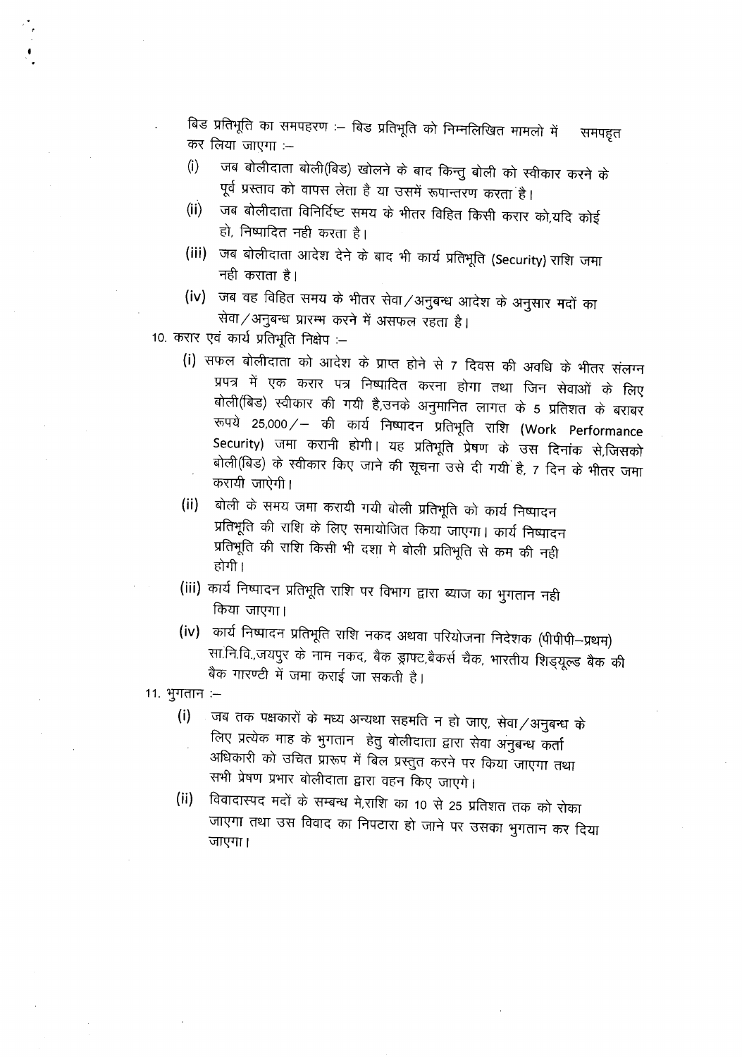- बिड प्रतिभूति का समपहरण :– बिड प्रतिभूति को निम्नलिखित मामलो में समपहृत कर लिया जाएगा :–
  - (i) जब बोलीदाता बोली(बिड) खोलने के बाद किन्तु बोली को स्वीकार करने के पूर्व प्रस्ताव को वापस लेता है या उसमें रूपान्तरण करता है।
  - (ii) जब बोलीदाता विनिर्दिष्ट समय के भीतर विहित किसी करार को,यदि कोई हो, निष्पादित नही करता है।
  - (iii) जब बोलीदाता आदेश देने के बाद भी कार्य प्रतिभूति (Security) राशि जमा नही कराता है।
  - (iv) जब वह विहित समय के भीतर सेवा/अनुबन्ध आदेश के अनुसार मदों का सेवा/अनुबन्ध प्रारम्भ करने में असफल रहता है।

10. करार एवं कार्य प्रतिभूति निक्षेप :–
    - (i) सफल बोलीदाता को आदेश के प्राप्त होने से 7 दिवस की अवधि के भीतर संलग्न प्रपत्र में एक करार पत्र निष्पादित करना होगा तथा जिन सेवाओं के लिए बोली(बिड) स्वीकार की गयी है,उनके अनुमानित लागत के 5 प्रतिशत के बराबर रूपये 25,000/– की कार्य निष्पादन प्रतिभूति राशि (Work Performance Security) जमा करानी होगी। यह प्रतिभूति प्रेषण के उस दिनांक से,जिसको बोली(बिड) के स्वीकार किए जाने की सूचना उसे दी गयी है, 7 दिन के भीतर जमा करायी जाऐगी।
    - (ii) बोली के समय जमा करायी गयी बोली प्रतिभूति को कार्य निष्पादन प्रतिभूति की राशि के लिए समायोजित किया जाएगा। कार्य निष्पादन प्रतिभूति की राशि किसी भी दशा मे बोली प्रतिभूति से कम की नही होगी।
    - (iii) कार्य निष्पादन प्रतिभूति राशि पर विभाग द्वारा ब्याज का भुगतान नही किया जाएगा।
    - (iv) कार्य निष्पादन प्रतिभूति राशि नकद अथवा परियोजना निदेशक (पीपीपी–प्रथम) सा.नि.वि.,जयपुर के नाम नकद, बैक ड्राफ्ट,बैकर्स चैक, भारतीय शिड्यूल्ड बैक की बैक गारण्टी में जमा कराई जा सकती है।

11. भुगतान :–
    - (i) जब तक पक्षकारों के मध्य अन्यथा सहमति न हो जाए, सेवा/अनुबन्ध के लिए प्रत्येक माह के भुगतान हेतु बोलीदाता द्वारा सेवा अनुबन्ध कर्ता अधिकारी को उचित प्रारूप में बिल प्रस्तुत करने पर किया जाएगा तथा सभी प्रेषण प्रभार बोलीदाता द्वारा वहन किए जाएगे।
    - (ii) विवादास्पद मदों के सम्बन्ध मे,राशि का 10 से 25 प्रतिशत तक को रोका जाएगा तथा उस विवाद का निपटारा हो जाने पर उसका भुगतान कर दिया जाएगा।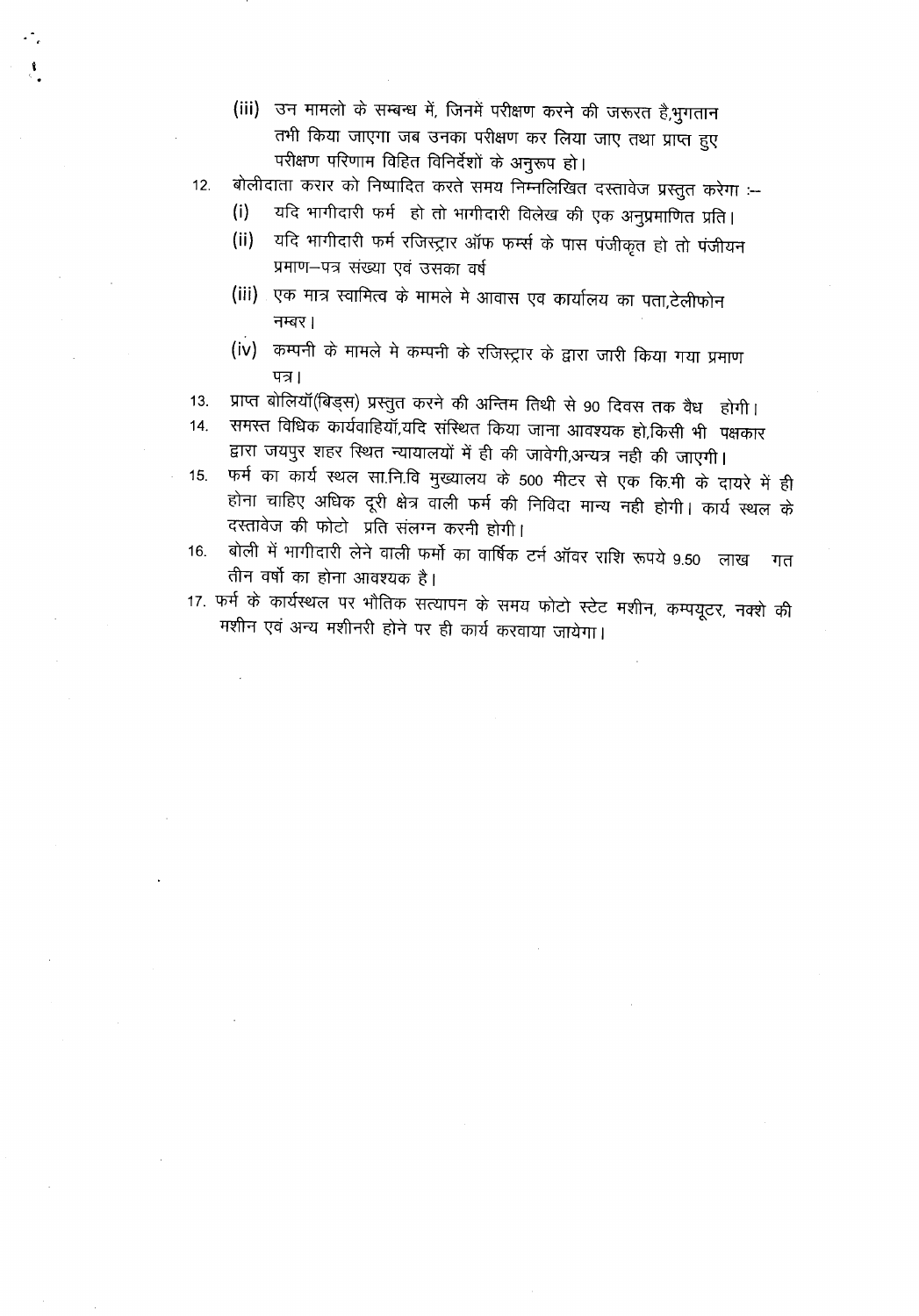(iii) उन मामलो के सम्बन्ध में, जिनमें परीक्षण करने की जरूरत है,भुगतान तभी किया जाएगा जब उनका परीक्षण कर लिया जाए तथा प्राप्त हुए परीक्षण परिणाम विहित विनिर्देशों के अनुरूप हो।

12. बोलीदाता करार को निष्पादित करते समय निम्नलिखित दस्तावेज प्रस्तुत करेगा :–
    (i) यदि भागीदारी फर्म हो तो भागीदारी विलेख की एक अनुप्रमाणित प्रति।
    (ii) यदि भागीदारी फर्म रजिस्ट्रार ऑफ फर्म्स के पास पंजीकृत हो तो पंजीयन प्रमाण–पत्र संख्या एवं उसका वर्ष
    (iii) एक मात्र स्वामित्व के मामले मे आवास एव कार्यालय का पता,टेलीफोन नम्बर।
    (iv) कम्पनी के मामले मे कम्पनी के रजिस्ट्रार के द्वारा जारी किया गया प्रमाण पत्र।
13. प्राप्त बोलियॉ(बिड्स) प्रस्तुत करने की अन्तिम तिथी से 90 दिवस तक वैध होगी।
14. समस्त विधिक कार्यवाहियॉ,यदि संस्थित किया जाना आवश्यक हो,किसी भी पक्षकार द्वारा जयपुर शहर स्थित न्यायालयों में ही की जावेगी,अन्यत्र नही की जाएगी।
15. फर्म का कार्य स्थल सा.नि.वि मुख्यालय के 500 मीटर से एक कि.मी के दायरे में ही होना चाहिए अधिक दूरी क्षेत्र वाली फर्म की निविदा मान्य नही होगी। कार्य स्थल के दस्तावेज की फोटो प्रति संलग्न करनी होगी।
16. बोली में भागीदारी लेने वाली फर्मो का वार्षिक टर्न ऑवर राशि रूपये 9.50 लाख गत तीन वर्षो का होना आवश्यक है।
17. फर्म के कार्यस्थल पर भौतिक सत्यापन के समय फोटो स्टेट मशीन, कम्पयूटर, नक्शे की मशीन एवं अन्य मशीनरी होने पर ही कार्य करवाया जायेगा।